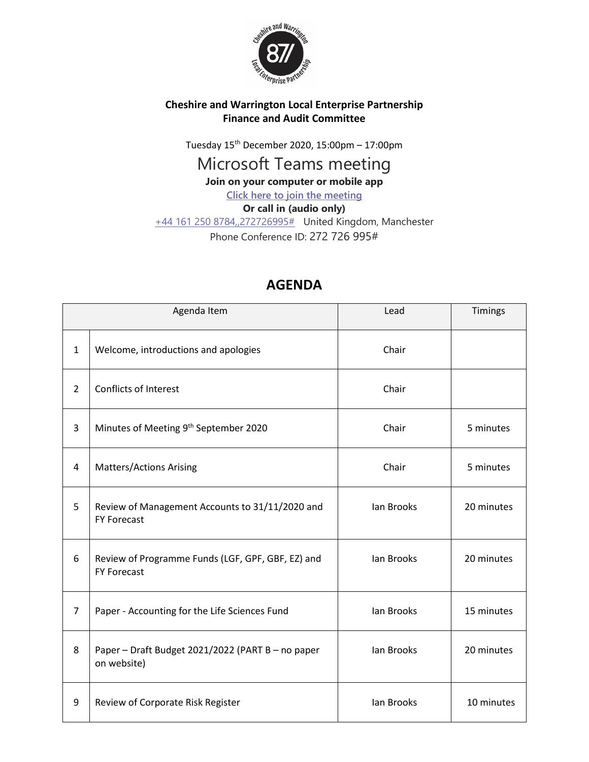**Cheshire and Warrington Local Enterprise Partnership**
**Finance and Audit Committee**

Tuesday 15th December 2020, 15:00pm – 17:00pm

Microsoft Teams meeting

**Join on your computer or mobile app**

Click here to join the meeting

**Or call in (audio only)**

+44 161 250 8784,,272726995# United Kingdom, Manchester

Phone Conference ID: 272 726 995#

## AGENDA

| | Agenda Item | Lead | Timings |
|---|---|---|---|
| 1 | Welcome, introductions and apologies | Chair | |
| 2 | Conflicts of Interest | Chair | |
| 3 | Minutes of Meeting 9th September 2020 | Chair | 5 minutes |
| 4 | Matters/Actions Arising | Chair | 5 minutes |
| 5 | Review of Management Accounts to 31/11/2020 and FY Forecast | Ian Brooks | 20 minutes |
| 6 | Review of Programme Funds (LGF, GPF, GBF, EZ) and FY Forecast | Ian Brooks | 20 minutes |
| 7 | Paper - Accounting for the Life Sciences Fund | Ian Brooks | 15 minutes |
| 8 | Paper – Draft Budget 2021/2022 (PART B – no paper on website) | Ian Brooks | 20 minutes |
| 9 | Review of Corporate Risk Register | Ian Brooks | 10 minutes |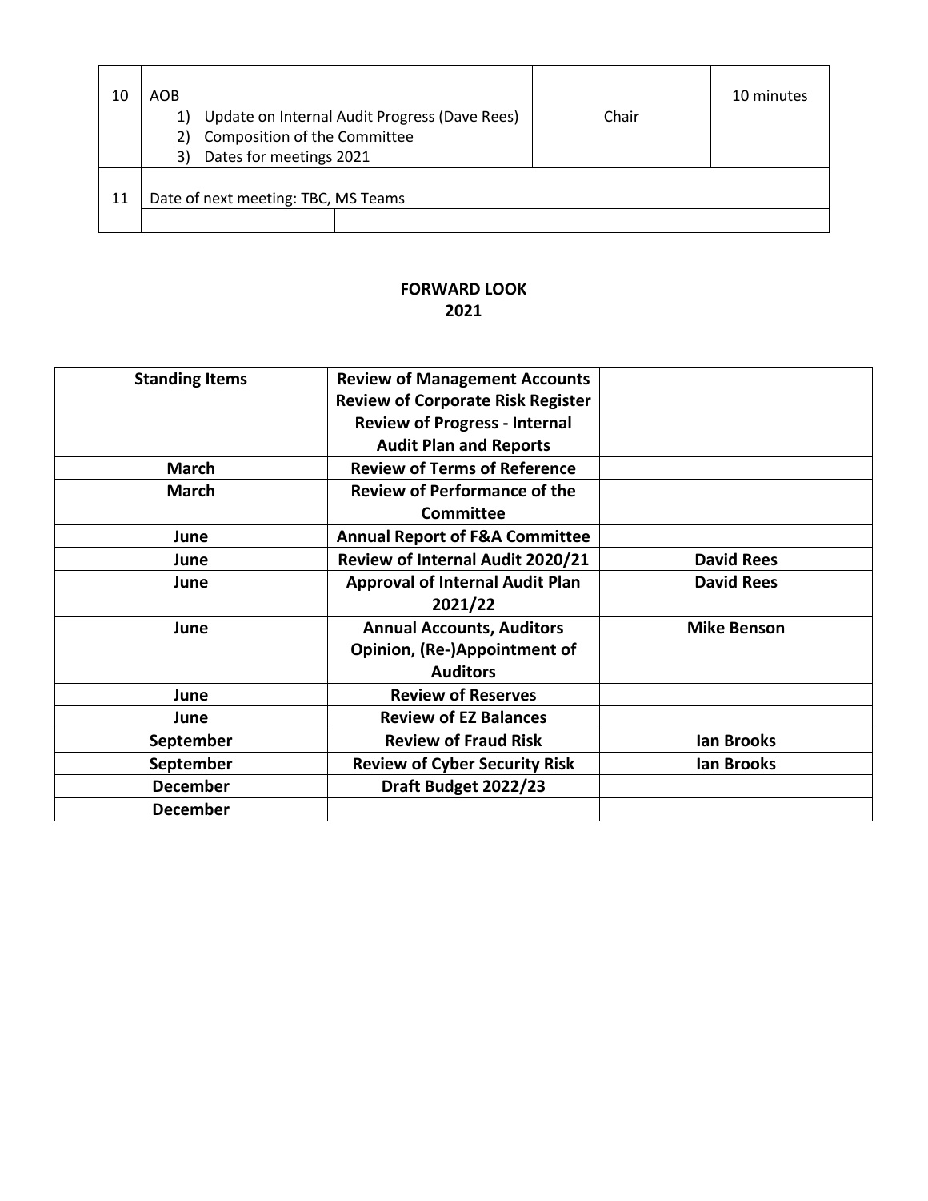| | | | |
|---|---|---|---|
| 10 | AOB<br>1) Update on Internal Audit Progress (Dave Rees)<br>2) Composition of the Committee<br>3) Dates for meetings 2021 | Chair | 10 minutes |
| 11 | Date of next meeting: TBC, MS Teams | | |

**FORWARD LOOK**
**2021**

| | | |
|---|---|---|
| **Standing Items** | **Review of Management Accounts**<br>**Review of Corporate Risk Register**<br>**Review of Progress - Internal Audit Plan and Reports** | |
| **March** | **Review of Terms of Reference** | |
| **March** | **Review of Performance of the Committee** | |
| **June** | **Annual Report of F&A Committee** | |
| **June** | **Review of Internal Audit 2020/21** | **David Rees** |
| **June** | **Approval of Internal Audit Plan 2021/22** | **David Rees** |
| **June** | **Annual Accounts, Auditors Opinion, (Re-)Appointment of Auditors** | **Mike Benson** |
| **June** | **Review of Reserves** | |
| **June** | **Review of EZ Balances** | |
| **September** | **Review of Fraud Risk** | **Ian Brooks** |
| **September** | **Review of Cyber Security Risk** | **Ian Brooks** |
| **December** | **Draft Budget 2022/23** | |
| **December** | | |